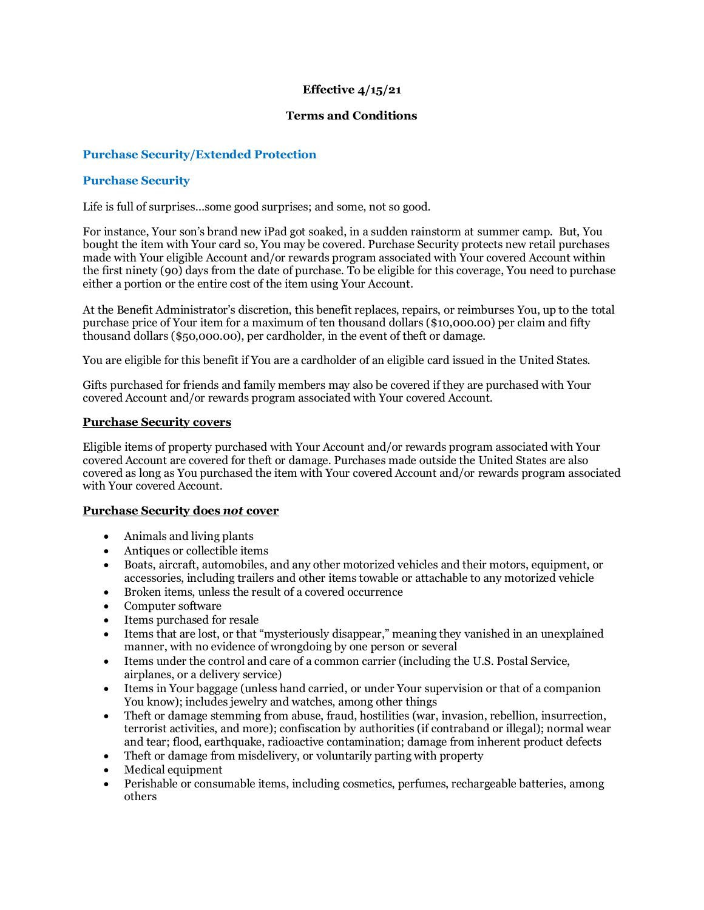**Effective 4/15/21**

**Terms and Conditions**

## Purchase Security/Extended Protection

## Purchase Security

Life is full of surprises…some good surprises; and some, not so good.

For instance, Your son's brand new iPad got soaked, in a sudden rainstorm at summer camp. But, You bought the item with Your card so, You may be covered. Purchase Security protects new retail purchases made with Your eligible Account and/or rewards program associated with Your covered Account within the first ninety (90) days from the date of purchase. To be eligible for this coverage, You need to purchase either a portion or the entire cost of the item using Your Account.

At the Benefit Administrator's discretion, this benefit replaces, repairs, or reimburses You, up to the total purchase price of Your item for a maximum of ten thousand dollars ($10,000.00) per claim and fifty thousand dollars ($50,000.00), per cardholder, in the event of theft or damage.

You are eligible for this benefit if You are a cardholder of an eligible card issued in the United States.

Gifts purchased for friends and family members may also be covered if they are purchased with Your covered Account and/or rewards program associated with Your covered Account.

### Purchase Security covers

Eligible items of property purchased with Your Account and/or rewards program associated with Your covered Account are covered for theft or damage. Purchases made outside the United States are also covered as long as You purchased the item with Your covered Account and/or rewards program associated with Your covered Account.

### Purchase Security does *not* cover

- Animals and living plants
- Antiques or collectible items
- Boats, aircraft, automobiles, and any other motorized vehicles and their motors, equipment, or accessories, including trailers and other items towable or attachable to any motorized vehicle
- Broken items, unless the result of a covered occurrence
- Computer software
- Items purchased for resale
- Items that are lost, or that "mysteriously disappear," meaning they vanished in an unexplained manner, with no evidence of wrongdoing by one person or several
- Items under the control and care of a common carrier (including the U.S. Postal Service, airplanes, or a delivery service)
- Items in Your baggage (unless hand carried, or under Your supervision or that of a companion You know); includes jewelry and watches, among other things
- Theft or damage stemming from abuse, fraud, hostilities (war, invasion, rebellion, insurrection, terrorist activities, and more); confiscation by authorities (if contraband or illegal); normal wear and tear; flood, earthquake, radioactive contamination; damage from inherent product defects
- Theft or damage from misdelivery, or voluntarily parting with property
- Medical equipment
- Perishable or consumable items, including cosmetics, perfumes, rechargeable batteries, among others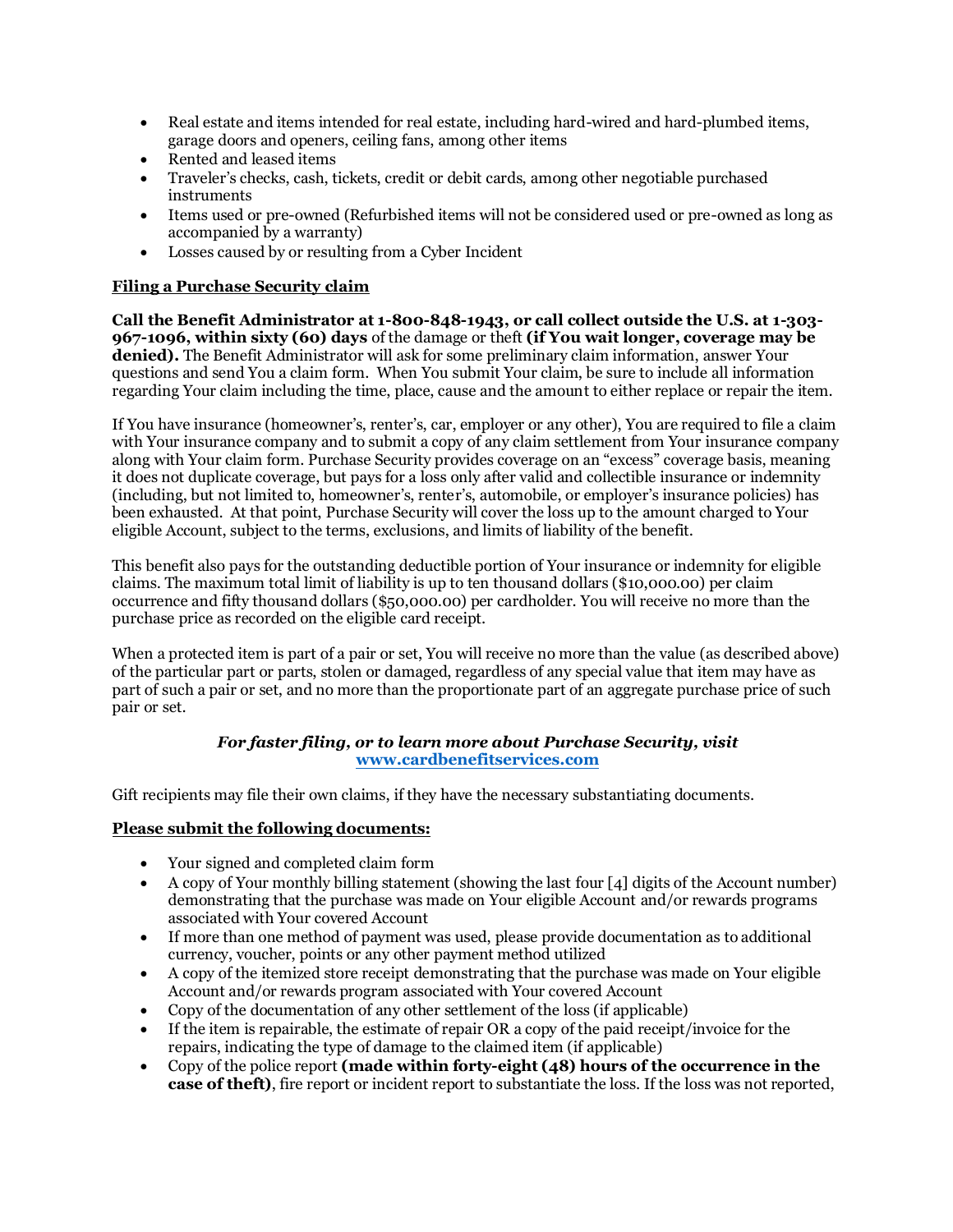- Real estate and items intended for real estate, including hard-wired and hard-plumbed items, garage doors and openers, ceiling fans, among other items
- Rented and leased items
- Traveler's checks, cash, tickets, credit or debit cards, among other negotiable purchased instruments
- Items used or pre-owned (Refurbished items will not be considered used or pre-owned as long as accompanied by a warranty)
- Losses caused by or resulting from a Cyber Incident

**Filing a Purchase Security claim**

**Call the Benefit Administrator at 1-800-848-1943, or call collect outside the U.S. at 1-303-967-1096, within sixty (60) days** of the damage or theft **(if You wait longer, coverage may be denied).** The Benefit Administrator will ask for some preliminary claim information, answer Your questions and send You a claim form. When You submit Your claim, be sure to include all information regarding Your claim including the time, place, cause and the amount to either replace or repair the item.

If You have insurance (homeowner's, renter's, car, employer or any other), You are required to file a claim with Your insurance company and to submit a copy of any claim settlement from Your insurance company along with Your claim form. Purchase Security provides coverage on an "excess" coverage basis, meaning it does not duplicate coverage, but pays for a loss only after valid and collectible insurance or indemnity (including, but not limited to, homeowner's, renter's, automobile, or employer's insurance policies) has been exhausted. At that point, Purchase Security will cover the loss up to the amount charged to Your eligible Account, subject to the terms, exclusions, and limits of liability of the benefit.

This benefit also pays for the outstanding deductible portion of Your insurance or indemnity for eligible claims. The maximum total limit of liability is up to ten thousand dollars ($10,000.00) per claim occurrence and fifty thousand dollars ($50,000.00) per cardholder. You will receive no more than the purchase price as recorded on the eligible card receipt.

When a protected item is part of a pair or set, You will receive no more than the value (as described above) of the particular part or parts, stolen or damaged, regardless of any special value that item may have as part of such a pair or set, and no more than the proportionate part of an aggregate purchase price of such pair or set.

***For faster filing, or to learn more about Purchase Security, visit* [www.cardbenefitservices.com](http://www.cardbenefitservices.com)**

Gift recipients may file their own claims, if they have the necessary substantiating documents.

**Please submit the following documents:**

- Your signed and completed claim form
- A copy of Your monthly billing statement (showing the last four [4] digits of the Account number) demonstrating that the purchase was made on Your eligible Account and/or rewards programs associated with Your covered Account
- If more than one method of payment was used, please provide documentation as to additional currency, voucher, points or any other payment method utilized
- A copy of the itemized store receipt demonstrating that the purchase was made on Your eligible Account and/or rewards program associated with Your covered Account
- Copy of the documentation of any other settlement of the loss (if applicable)
- If the item is repairable, the estimate of repair OR a copy of the paid receipt/invoice for the repairs, indicating the type of damage to the claimed item (if applicable)
- Copy of the police report **(made within forty-eight (48) hours of the occurrence in the case of theft)**, fire report or incident report to substantiate the loss. If the loss was not reported,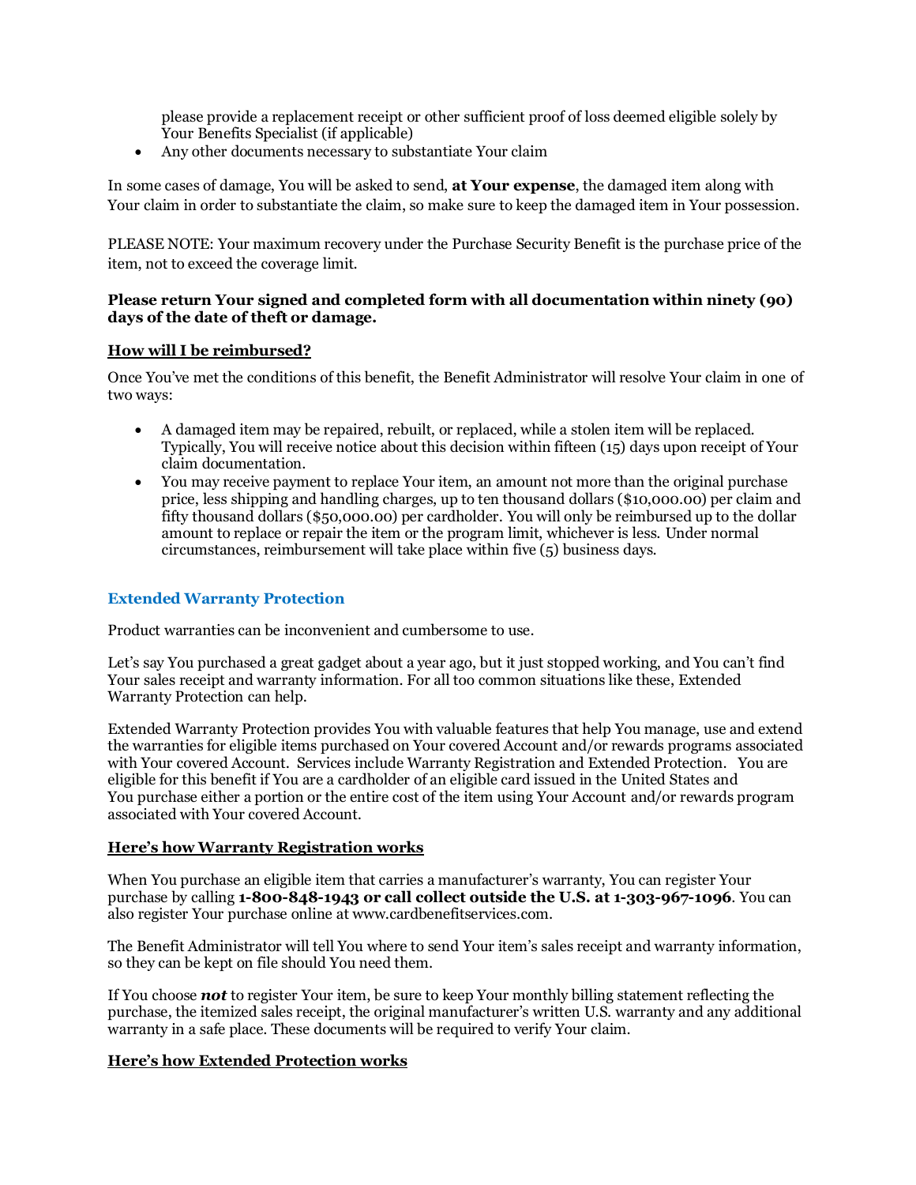please provide a replacement receipt or other sufficient proof of loss deemed eligible solely by Your Benefits Specialist (if applicable)

- Any other documents necessary to substantiate Your claim

In some cases of damage, You will be asked to send, **at Your expense**, the damaged item along with Your claim in order to substantiate the claim, so make sure to keep the damaged item in Your possession.

PLEASE NOTE: Your maximum recovery under the Purchase Security Benefit is the purchase price of the item, not to exceed the coverage limit.

**Please return Your signed and completed form with all documentation within ninety (90) days of the date of theft or damage.**

**How will I be reimbursed?**

Once You've met the conditions of this benefit, the Benefit Administrator will resolve Your claim in one of two ways:

- A damaged item may be repaired, rebuilt, or replaced, while a stolen item will be replaced. Typically, You will receive notice about this decision within fifteen (15) days upon receipt of Your claim documentation.
- You may receive payment to replace Your item, an amount not more than the original purchase price, less shipping and handling charges, up to ten thousand dollars ($10,000.00) per claim and fifty thousand dollars ($50,000.00) per cardholder. You will only be reimbursed up to the dollar amount to replace or repair the item or the program limit, whichever is less. Under normal circumstances, reimbursement will take place within five (5) business days.

## Extended Warranty Protection

Product warranties can be inconvenient and cumbersome to use.

Let's say You purchased a great gadget about a year ago, but it just stopped working, and You can't find Your sales receipt and warranty information. For all too common situations like these, Extended Warranty Protection can help.

Extended Warranty Protection provides You with valuable features that help You manage, use and extend the warranties for eligible items purchased on Your covered Account and/or rewards programs associated with Your covered Account. Services include Warranty Registration and Extended Protection. You are eligible for this benefit if You are a cardholder of an eligible card issued in the United States and You purchase either a portion or the entire cost of the item using Your Account and/or rewards program associated with Your covered Account.

**Here's how Warranty Registration works**

When You purchase an eligible item that carries a manufacturer's warranty, You can register Your purchase by calling **1-800-848-1943 or call collect outside the U.S. at 1-303-967-1096**. You can also register Your purchase online at www.cardbenefitservices.com.

The Benefit Administrator will tell You where to send Your item's sales receipt and warranty information, so they can be kept on file should You need them.

If You choose ***not*** to register Your item, be sure to keep Your monthly billing statement reflecting the purchase, the itemized sales receipt, the original manufacturer's written U.S. warranty and any additional warranty in a safe place. These documents will be required to verify Your claim.

**Here's how Extended Protection works**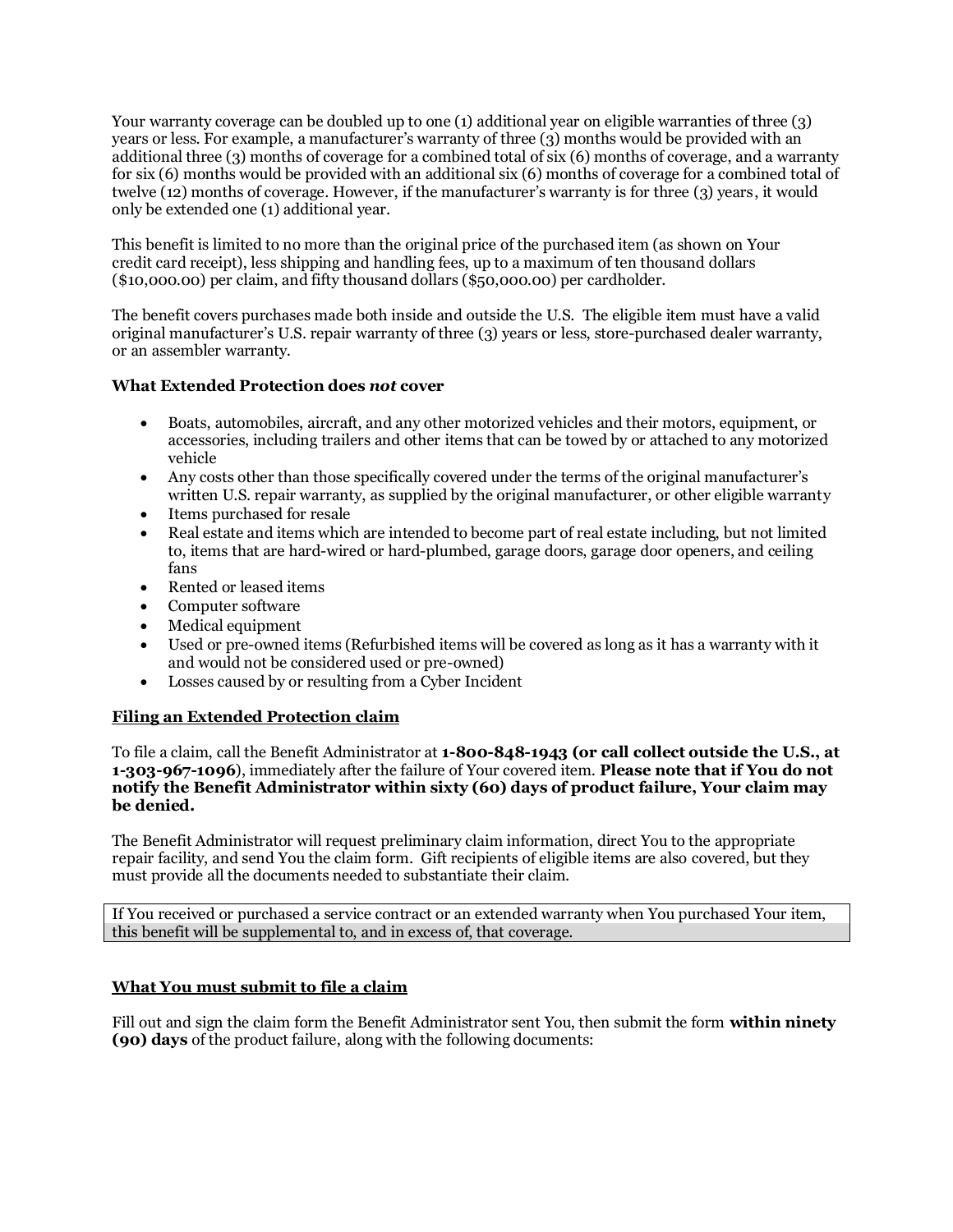Your warranty coverage can be doubled up to one (1) additional year on eligible warranties of three (3) years or less. For example, a manufacturer's warranty of three (3) months would be provided with an additional three (3) months of coverage for a combined total of six (6) months of coverage, and a warranty for six (6) months would be provided with an additional six (6) months of coverage for a combined total of twelve (12) months of coverage. However, if the manufacturer's warranty is for three (3) years, it would only be extended one (1) additional year.

This benefit is limited to no more than the original price of the purchased item (as shown on Your credit card receipt), less shipping and handling fees, up to a maximum of ten thousand dollars ($10,000.00) per claim, and fifty thousand dollars ($50,000.00) per cardholder.

The benefit covers purchases made both inside and outside the U.S. The eligible item must have a valid original manufacturer's U.S. repair warranty of three (3) years or less, store-purchased dealer warranty, or an assembler warranty.

**What Extended Protection does *not* cover**

- Boats, automobiles, aircraft, and any other motorized vehicles and their motors, equipment, or accessories, including trailers and other items that can be towed by or attached to any motorized vehicle
- Any costs other than those specifically covered under the terms of the original manufacturer's written U.S. repair warranty, as supplied by the original manufacturer, or other eligible warranty
- Items purchased for resale
- Real estate and items which are intended to become part of real estate including, but not limited to, items that are hard-wired or hard-plumbed, garage doors, garage door openers, and ceiling fans
- Rented or leased items
- Computer software
- Medical equipment
- Used or pre-owned items (Refurbished items will be covered as long as it has a warranty with it and would not be considered used or pre-owned)
- Losses caused by or resulting from a Cyber Incident

**Filing an Extended Protection claim**

To file a claim, call the Benefit Administrator at **1-800-848-1943 (or call collect outside the U.S., at 1-303-967-1096**), immediately after the failure of Your covered item. **Please note that if You do not notify the Benefit Administrator within sixty (60) days of product failure, Your claim may be denied.**

The Benefit Administrator will request preliminary claim information, direct You to the appropriate repair facility, and send You the claim form. Gift recipients of eligible items are also covered, but they must provide all the documents needed to substantiate their claim.

If You received or purchased a service contract or an extended warranty when You purchased Your item, this benefit will be supplemental to, and in excess of, that coverage.

**What You must submit to file a claim**

Fill out and sign the claim form the Benefit Administrator sent You, then submit the form **within ninety (90) days** of the product failure, along with the following documents: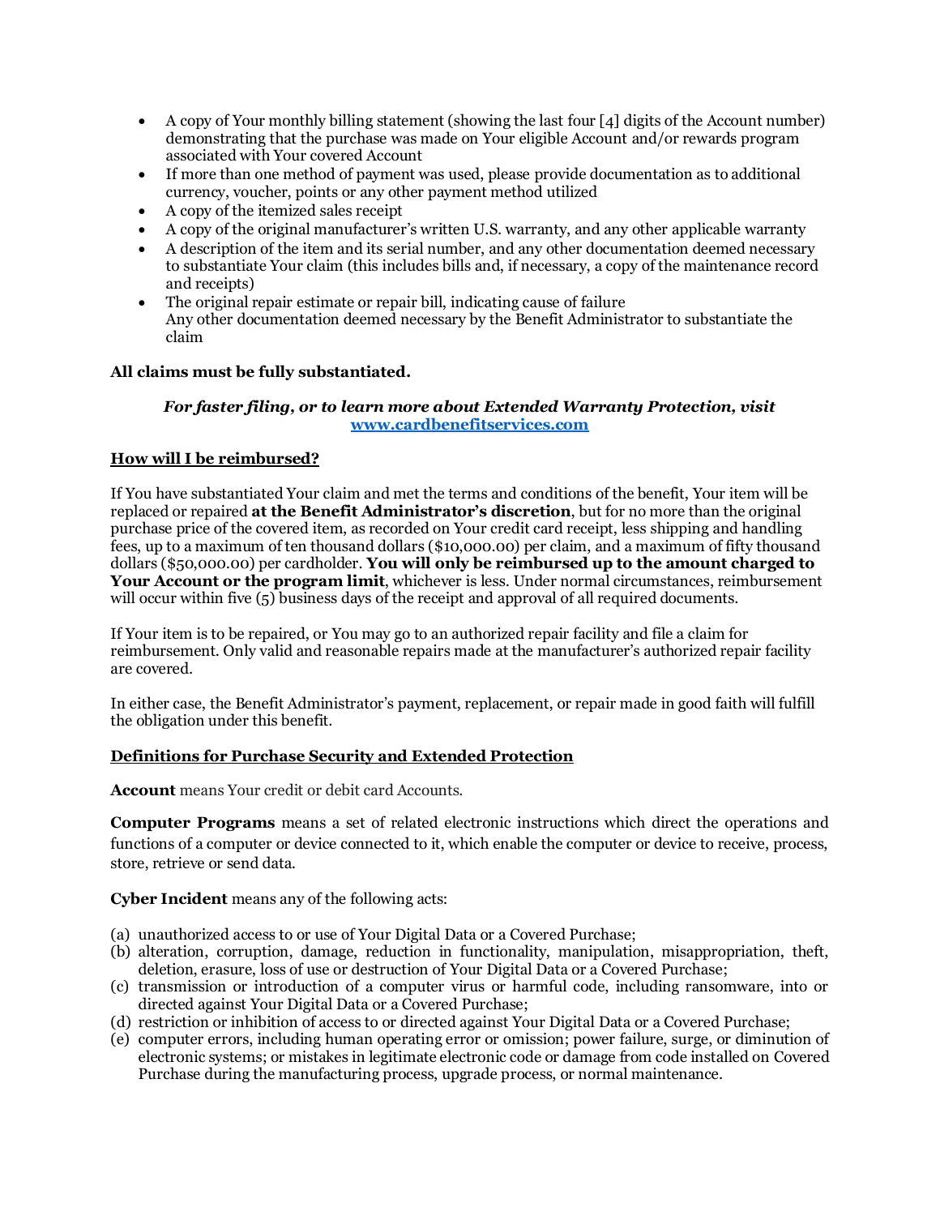- A copy of Your monthly billing statement (showing the last four [4] digits of the Account number) demonstrating that the purchase was made on Your eligible Account and/or rewards program associated with Your covered Account
- If more than one method of payment was used, please provide documentation as to additional currency, voucher, points or any other payment method utilized
- A copy of the itemized sales receipt
- A copy of the original manufacturer's written U.S. warranty, and any other applicable warranty
- A description of the item and its serial number, and any other documentation deemed necessary to substantiate Your claim (this includes bills and, if necessary, a copy of the maintenance record and receipts)
- The original repair estimate or repair bill, indicating cause of failure
  Any other documentation deemed necessary by the Benefit Administrator to substantiate the claim

**All claims must be fully substantiated.**

***For faster filing, or to learn more about Extended Warranty Protection, visit*** [www.cardbenefitservices.com](http://www.cardbenefitservices.com)

**How will I be reimbursed?**

If You have substantiated Your claim and met the terms and conditions of the benefit, Your item will be replaced or repaired **at the Benefit Administrator's discretion**, but for no more than the original purchase price of the covered item, as recorded on Your credit card receipt, less shipping and handling fees, up to a maximum of ten thousand dollars ($10,000.00) per claim, and a maximum of fifty thousand dollars ($50,000.00) per cardholder. **You will only be reimbursed up to the amount charged to Your Account or the program limit**, whichever is less. Under normal circumstances, reimbursement will occur within five (5) business days of the receipt and approval of all required documents.

If Your item is to be repaired, or You may go to an authorized repair facility and file a claim for reimbursement. Only valid and reasonable repairs made at the manufacturer's authorized repair facility are covered.

In either case, the Benefit Administrator's payment, replacement, or repair made in good faith will fulfill the obligation under this benefit.

**Definitions for Purchase Security and Extended Protection**

**Account** means Your credit or debit card Accounts.

**Computer Programs** means a set of related electronic instructions which direct the operations and functions of a computer or device connected to it, which enable the computer or device to receive, process, store, retrieve or send data.

**Cyber Incident** means any of the following acts:

(a) unauthorized access to or use of Your Digital Data or a Covered Purchase;
(b) alteration, corruption, damage, reduction in functionality, manipulation, misappropriation, theft, deletion, erasure, loss of use or destruction of Your Digital Data or a Covered Purchase;
(c) transmission or introduction of a computer virus or harmful code, including ransomware, into or directed against Your Digital Data or a Covered Purchase;
(d) restriction or inhibition of access to or directed against Your Digital Data or a Covered Purchase;
(e) computer errors, including human operating error or omission; power failure, surge, or diminution of electronic systems; or mistakes in legitimate electronic code or damage from code installed on Covered Purchase during the manufacturing process, upgrade process, or normal maintenance.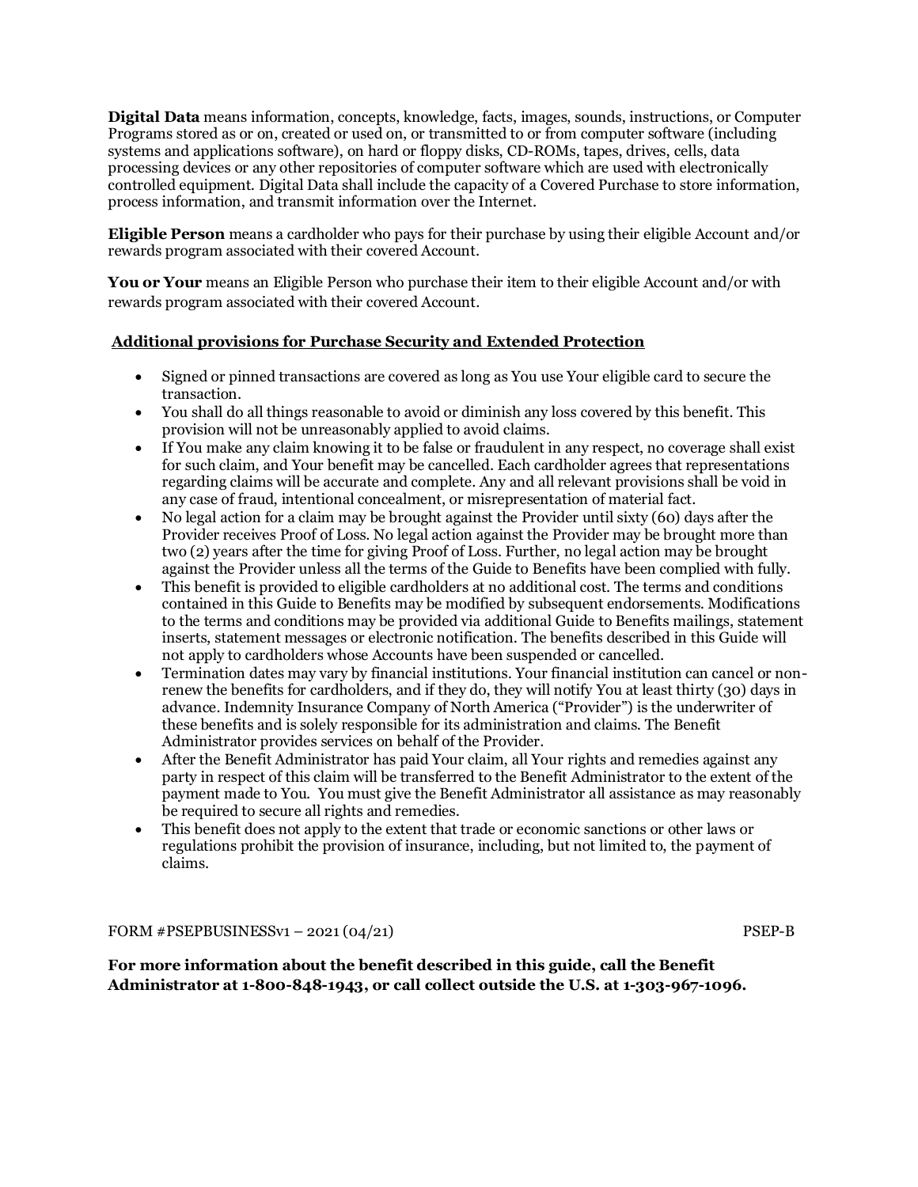**Digital Data** means information, concepts, knowledge, facts, images, sounds, instructions, or Computer Programs stored as or on, created or used on, or transmitted to or from computer software (including systems and applications software), on hard or floppy disks, CD-ROMs, tapes, drives, cells, data processing devices or any other repositories of computer software which are used with electronically controlled equipment. Digital Data shall include the capacity of a Covered Purchase to store information, process information, and transmit information over the Internet.

**Eligible Person** means a cardholder who pays for their purchase by using their eligible Account and/or rewards program associated with their covered Account.

**You or Your** means an Eligible Person who purchase their item to their eligible Account and/or with rewards program associated with their covered Account.

**Additional provisions for Purchase Security and Extended Protection**

- Signed or pinned transactions are covered as long as You use Your eligible card to secure the transaction.
- You shall do all things reasonable to avoid or diminish any loss covered by this benefit. This provision will not be unreasonably applied to avoid claims.
- If You make any claim knowing it to be false or fraudulent in any respect, no coverage shall exist for such claim, and Your benefit may be cancelled. Each cardholder agrees that representations regarding claims will be accurate and complete. Any and all relevant provisions shall be void in any case of fraud, intentional concealment, or misrepresentation of material fact.
- No legal action for a claim may be brought against the Provider until sixty (60) days after the Provider receives Proof of Loss. No legal action against the Provider may be brought more than two (2) years after the time for giving Proof of Loss. Further, no legal action may be brought against the Provider unless all the terms of the Guide to Benefits have been complied with fully.
- This benefit is provided to eligible cardholders at no additional cost. The terms and conditions contained in this Guide to Benefits may be modified by subsequent endorsements. Modifications to the terms and conditions may be provided via additional Guide to Benefits mailings, statement inserts, statement messages or electronic notification. The benefits described in this Guide will not apply to cardholders whose Accounts have been suspended or cancelled.
- Termination dates may vary by financial institutions. Your financial institution can cancel or non-renew the benefits for cardholders, and if they do, they will notify You at least thirty (30) days in advance. Indemnity Insurance Company of North America ("Provider") is the underwriter of these benefits and is solely responsible for its administration and claims. The Benefit Administrator provides services on behalf of the Provider.
- After the Benefit Administrator has paid Your claim, all Your rights and remedies against any party in respect of this claim will be transferred to the Benefit Administrator to the extent of the payment made to You. You must give the Benefit Administrator all assistance as may reasonably be required to secure all rights and remedies.
- This benefit does not apply to the extent that trade or economic sanctions or other laws or regulations prohibit the provision of insurance, including, but not limited to, the payment of claims.

FORM #PSEPBUSINESSv1 – 2021 (04/21) PSEP-B

**For more information about the benefit described in this guide, call the Benefit Administrator at 1-800-848-1943, or call collect outside the U.S. at 1-303-967-1096.**